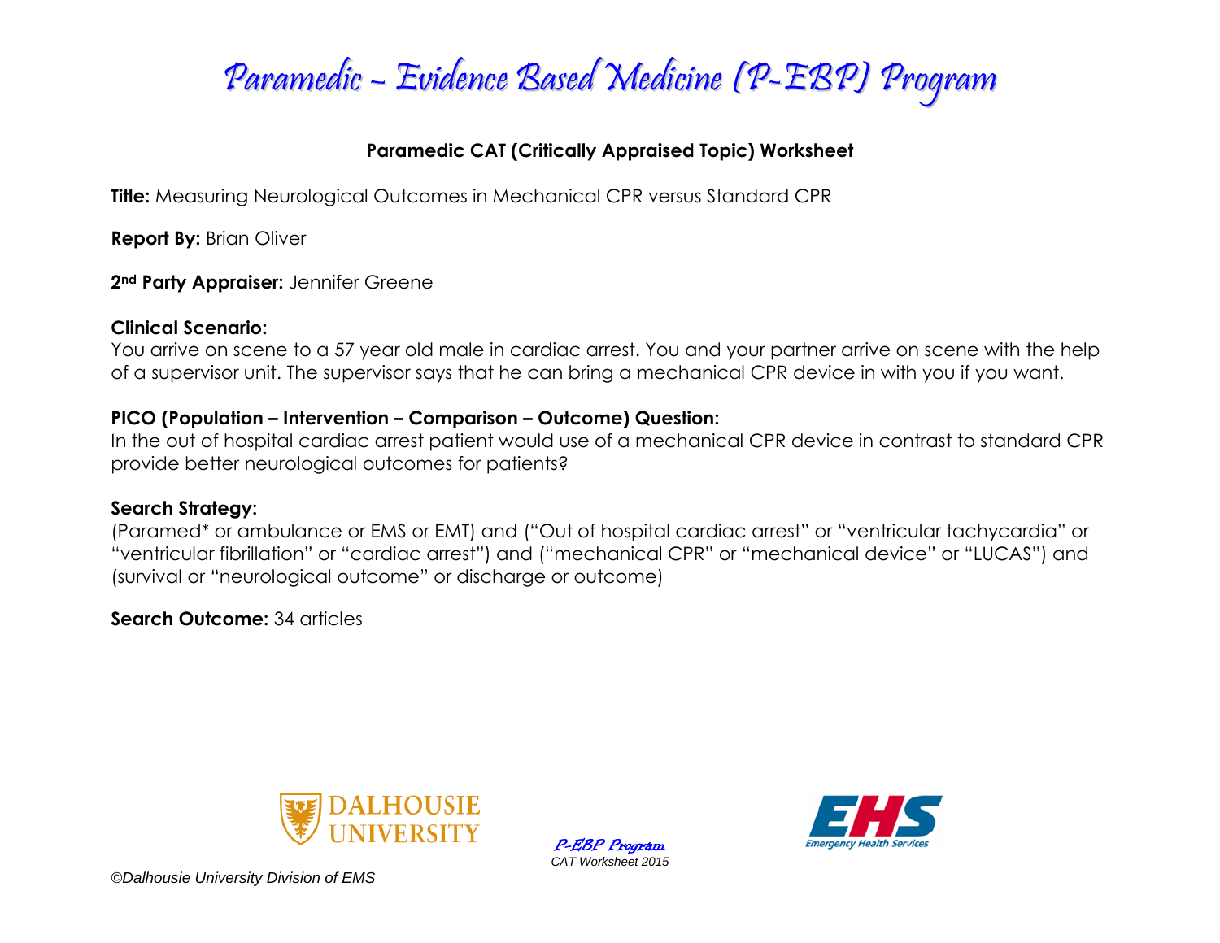# Paramedic – Evidence Based Medicine (P-EBP) Program

## Paramedic CAT (Critically Appraised Topic) Worksheet

**Title:** Measuring Neurological Outcomes in Mechanical CPR versus Standard CPR

**Report By:** Brian Oliver

**2nd Party Appraiser:** Jennifer Greene

**Clinical Scenario:**
You arrive on scene to a 57 year old male in cardiac arrest. You and your partner arrive on scene with the help of a supervisor unit. The supervisor says that he can bring a mechanical CPR device in with you if you want.

**PICO (Population – Intervention – Comparison – Outcome) Question:**
In the out of hospital cardiac arrest patient would use of a mechanical CPR device in contrast to standard CPR provide better neurological outcomes for patients?

**Search Strategy:**
(Paramed* or ambulance or EMS or EMT) and ("Out of hospital cardiac arrest" or "ventricular tachycardia" or "ventricular fibrillation" or "cardiac arrest") and ("mechanical CPR" or "mechanical device" or "LUCAS") and (survival or "neurological outcome" or discharge or outcome)

**Search Outcome:** 34 articles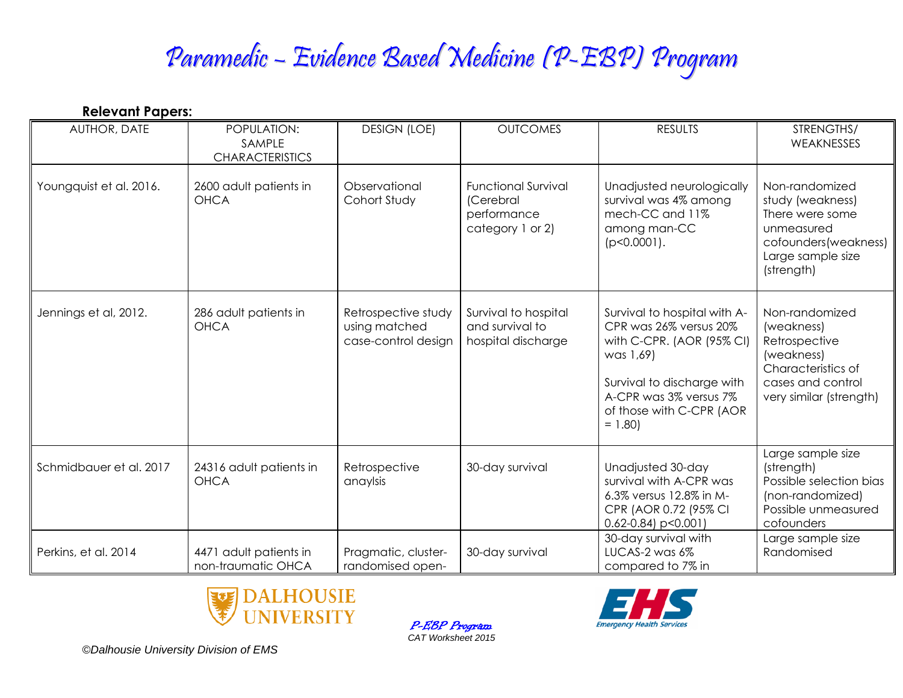# Paramedic – Evidence Based Medicine (P-EBP) Program

**Relevant Papers:**

| AUTHOR, DATE | POPULATION: SAMPLE CHARACTERISTICS | DESIGN (LOE) | OUTCOMES | RESULTS | STRENGTHS/ WEAKNESSES |
|---|---|---|---|---|---|
| Youngquist et al. 2016. | 2600 adult patients in OHCA | Observational Cohort Study | Functional Survival (Cerebral performance category 1 or 2) | Unadjusted neurologically survival was 4% among mech-CC and 11% among man-CC ($p<0.0001$). | Non-randomized study (weakness) There were some unmeasured cofounders(weakness) Large sample size (strength) |
| Jennings et al, 2012. | 286 adult patients in OHCA | Retrospective study using matched case-control design | Survival to hospital and survival to hospital discharge | Survival to hospital with A-CPR was 26% versus 20% with C-CPR. (AOR (95% CI) was 1,69)<br><br>Survival to discharge with A-CPR was 3% versus 7% of those with C-CPR (AOR = 1.80) | Non-randomized (weakness) Retrospective (weakness) Characteristics of cases and control very similar (strength) |
| Schmidbauer et al. 2017 | 24316 adult patients in OHCA | Retrospective anaylsis | 30-day survival | Unadjusted 30-day survival with A-CPR was 6.3% versus 12.8% in M-CPR (AOR 0.72 (95% CI 0.62-0.84) $p<0.001$) | Large sample size (strength) Possible selection bias (non-randomized) Possible unmeasured cofounders |
| Perkins, et al. 2014 | 4471 adult patients in non-traumatic OHCA | Pragmatic, cluster-randomised open- | 30-day survival | 30-day survival with LUCAS-2 was 6% compared to 7% in | Large sample size Randomised |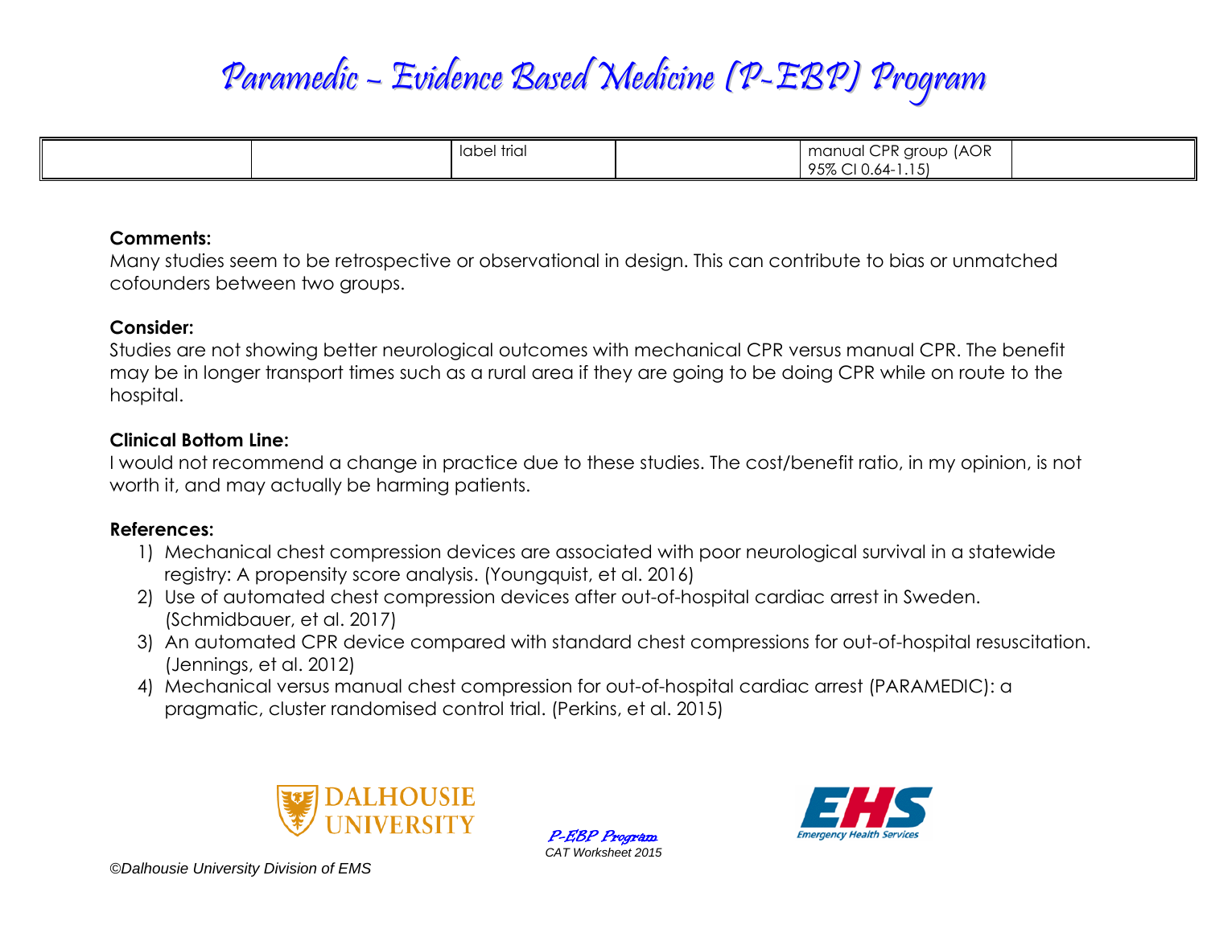| | | | | | |
|---|---|---|---|---|---|
| | | label trial | | manual CPR group (AOR 95% CI 0.64-1.15) | |

**Comments:**
Many studies seem to be retrospective or observational in design. This can contribute to bias or unmatched cofounders between two groups.

**Consider:**
Studies are not showing better neurological outcomes with mechanical CPR versus manual CPR. The benefit may be in longer transport times such as a rural area if they are going to be doing CPR while on route to the hospital.

**Clinical Bottom Line:**
I would not recommend a change in practice due to these studies. The cost/benefit ratio, in my opinion, is not worth it, and may actually be harming patients.

**References:**

1) Mechanical chest compression devices are associated with poor neurological survival in a statewide registry: A propensity score analysis. (Youngquist, et al. 2016)
2) Use of automated chest compression devices after out-of-hospital cardiac arrest in Sweden. (Schmidbauer, et al. 2017)
3) An automated CPR device compared with standard chest compressions for out-of-hospital resuscitation. (Jennings, et al. 2012)
4) Mechanical versus manual chest compression for out-of-hospital cardiac arrest (PARAMEDIC): a pragmatic, cluster randomised control trial. (Perkins, et al. 2015)